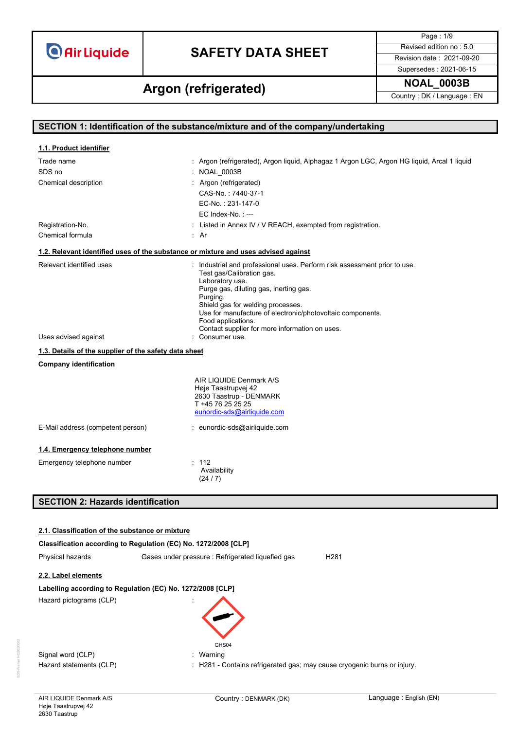# SAFETY DATA SHEET

| | |
|---|---|
| Page : 1/9 | |
| Revised edition no : 5.0 | |
| Revision date : 2021-09-20 | |
| Supersedes : 2021-06-15 | |

## Argon (refrigerated)

**NOAL_0003B**

Country : DK / Language : EN

## SECTION 1: Identification of the substance/mixture and of the company/undertaking

### 1.1. Product identifier

| | |
|---|---|
| Trade name | : Argon (refrigerated), Argon liquid, Alphagaz 1 Argon LGC, Argon HG liquid, Arcal 1 liquid |
| SDS no | : NOAL_0003B |
| Chemical description | : Argon (refrigerated)<br>CAS-No. : 7440-37-1<br>EC-No. : 231-147-0<br>EC Index-No. : --- |
| Registration-No. | : Listed in Annex IV / V REACH, exempted from registration. |
| Chemical formula | : Ar |

### 1.2. Relevant identified uses of the substance or mixture and uses advised against

| | |
|---|---|
| Relevant identified uses | : Industrial and professional uses. Perform risk assessment prior to use.<br>Test gas/Calibration gas.<br>Laboratory use.<br>Purge gas, diluting gas, inerting gas.<br>Purging.<br>Shield gas for welding processes.<br>Use for manufacture of electronic/photovoltaic components.<br>Food applications.<br>Contact supplier for more information on uses. |
| Uses advised against | : Consumer use. |

### 1.3. Details of the supplier of the safety data sheet

**Company identification**

AIR LIQUIDE Denmark A/S
Høje Taastrupvej 42
2630 Taastrup - DENMARK
T +45 76 25 25 25
eunordic-sds@airliquide.com

| | |
|---|---|
| E-Mail address (competent person) | : eunordic-sds@airliquide.com |

### 1.4. Emergency telephone number

| | |
|---|---|
| Emergency telephone number | : 112<br>Availability<br>(24 / 7) |

## SECTION 2: Hazards identification

### 2.1. Classification of the substance or mixture

**Classification according to Regulation (EC) No. 1272/2008 [CLP]**

| | | |
|---|---|---|
| Physical hazards | Gases under pressure : Refrigerated liquefied gas | H281 |

### 2.2. Label elements

**Labelling according to Regulation (EC) No. 1272/2008 [CLP]**

| | |
|---|---|
| Hazard pictograms (CLP) | : GHS04 |
| Signal word (CLP) | : Warning |
| Hazard statements (CLP) | : H281 - Contains refrigerated gas; may cause cryogenic burns or injury. |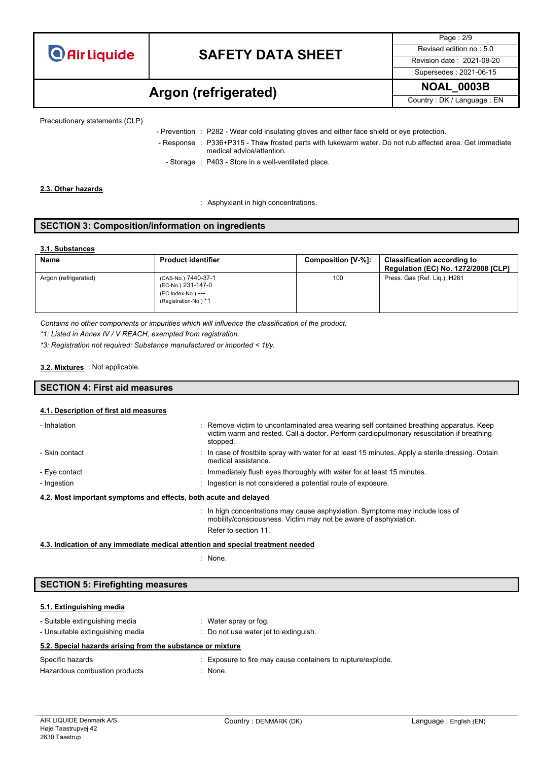Precautionary statements (CLP)

- Prevention : P282 - Wear cold insulating gloves and either face shield or eye protection.
- Response : P336+P315 - Thaw frosted parts with lukewarm water. Do not rub affected area. Get immediate medical advice/attention.
- Storage : P403 - Store in a well-ventilated place.

### 2.3. Other hazards

: Asphyxiant in high concentrations.

## SECTION 3: Composition/information on ingredients

### 3.1. Substances

| Name | Product identifier | Composition [V-%]: | Classification according to Regulation (EC) No. 1272/2008 [CLP] |
|---|---|---|---|
| Argon (refrigerated) | (CAS-No.) 7440-37-1<br>(EC-No.) 231-147-0<br>(EC Index-No.) ---<br>(Registration-No.) *1 | 100 | Press. Gas (Ref. Liq.), H281 |

*Contains no other components or impurities which will influence the classification of the product.*

*\*1: Listed in Annex IV / V REACH, exempted from registration.*

*\*3: Registration not required: Substance manufactured or imported < 1t/y.*

**3.2. Mixtures** : Not applicable.

## SECTION 4: First aid measures

### 4.1. Description of first aid measures

- Inhalation : Remove victim to uncontaminated area wearing self contained breathing apparatus. Keep victim warm and rested. Call a doctor. Perform cardiopulmonary resuscitation if breathing stopped.
- Skin contact : In case of frostbite spray with water for at least 15 minutes. Apply a sterile dressing. Obtain medical assistance.
- Eye contact : Immediately flush eyes thoroughly with water for at least 15 minutes.
- Ingestion : Ingestion is not considered a potential route of exposure.

### 4.2. Most important symptoms and effects, both acute and delayed

: In high concentrations may cause asphyxiation. Symptoms may include loss of mobility/consciousness. Victim may not be aware of asphyxiation.

Refer to section 11.

### 4.3. Indication of any immediate medical attention and special treatment needed

: None.

## SECTION 5: Firefighting measures

### 5.1. Extinguishing media

- Suitable extinguishing media : Water spray or fog.
- Unsuitable extinguishing media : Do not use water jet to extinguish.

### 5.2. Special hazards arising from the substance or mixture

Specific hazards : Exposure to fire may cause containers to rupture/explode.

Hazardous combustion products : None.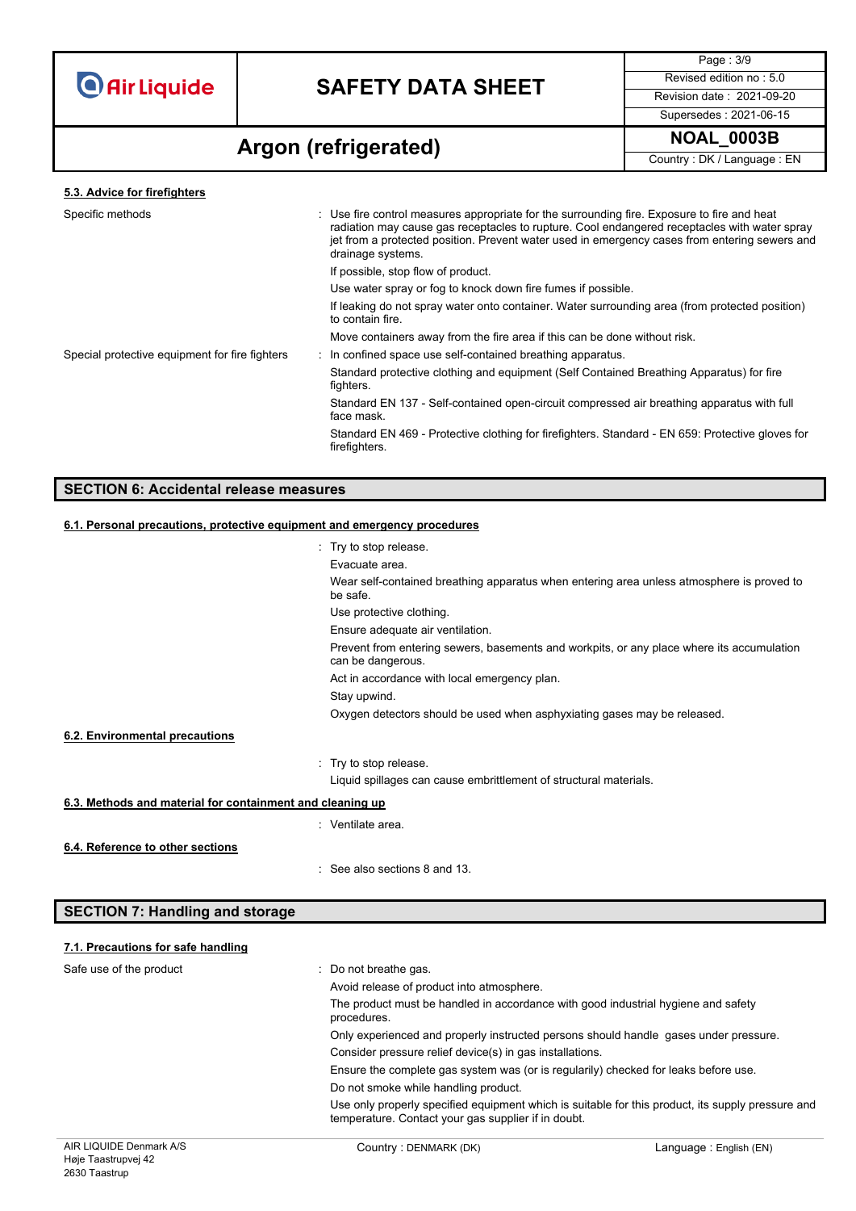#### 5.3. Advice for firefighters

| | |
|---|---|
| Specific methods | : Use fire control measures appropriate for the surrounding fire. Exposure to fire and heat radiation may cause gas receptacles to rupture. Cool endangered receptacles with water spray jet from a protected position. Prevent water used in emergency cases from entering sewers and drainage systems.<br>If possible, stop flow of product.<br>Use water spray or fog to knock down fire fumes if possible.<br>If leaking do not spray water onto container. Water surrounding area (from protected position) to contain fire.<br>Move containers away from the fire area if this can be done without risk. |
| Special protective equipment for fire fighters | : In confined space use self-contained breathing apparatus.<br>Standard protective clothing and equipment (Self Contained Breathing Apparatus) for fire fighters.<br>Standard EN 137 - Self-contained open-circuit compressed air breathing apparatus with full face mask.<br>Standard EN 469 - Protective clothing for firefighters. Standard - EN 659: Protective gloves for firefighters. |

## SECTION 6: Accidental release measures

#### 6.1. Personal precautions, protective equipment and emergency procedures

: Try to stop release.
Evacuate area.
Wear self-contained breathing apparatus when entering area unless atmosphere is proved to be safe.
Use protective clothing.
Ensure adequate air ventilation.
Prevent from entering sewers, basements and workpits, or any place where its accumulation can be dangerous.
Act in accordance with local emergency plan.
Stay upwind.
Oxygen detectors should be used when asphyxiating gases may be released.

#### 6.2. Environmental precautions

: Try to stop release.
Liquid spillages can cause embrittlement of structural materials.

#### 6.3. Methods and material for containment and cleaning up

: Ventilate area.

#### 6.4. Reference to other sections

: See also sections 8 and 13.

## SECTION 7: Handling and storage

#### 7.1. Precautions for safe handling

| | |
|---|---|
| Safe use of the product | : Do not breathe gas.<br>Avoid release of product into atmosphere.<br>The product must be handled in accordance with good industrial hygiene and safety procedures.<br>Only experienced and properly instructed persons should handle gases under pressure.<br>Consider pressure relief device(s) in gas installations.<br>Ensure the complete gas system was (or is regularily) checked for leaks before use.<br>Do not smoke while handling product.<br>Use only properly specified equipment which is suitable for this product, its supply pressure and temperature. Contact your gas supplier if in doubt. |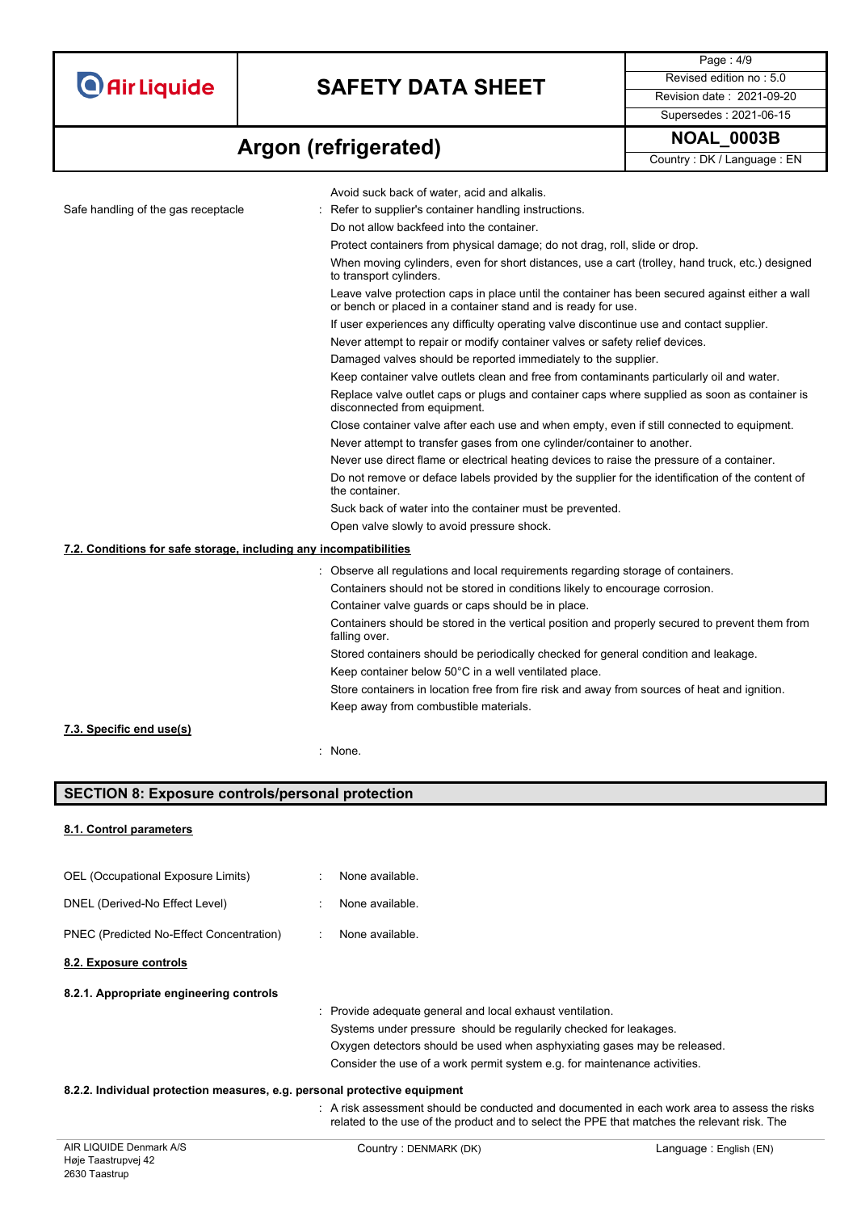Avoid suck back of water, acid and alkalis.

Safe handling of the gas receptacle : Refer to supplier's container handling instructions.
Do not allow backfeed into the container.
Protect containers from physical damage; do not drag, roll, slide or drop.
When moving cylinders, even for short distances, use a cart (trolley, hand truck, etc.) designed to transport cylinders.
Leave valve protection caps in place until the container has been secured against either a wall or bench or placed in a container stand and is ready for use.
If user experiences any difficulty operating valve discontinue use and contact supplier.
Never attempt to repair or modify container valves or safety relief devices.
Damaged valves should be reported immediately to the supplier.
Keep container valve outlets clean and free from contaminants particularly oil and water.
Replace valve outlet caps or plugs and container caps where supplied as soon as container is disconnected from equipment.
Close container valve after each use and when empty, even if still connected to equipment.
Never attempt to transfer gases from one cylinder/container to another.
Never use direct flame or electrical heating devices to raise the pressure of a container.
Do not remove or deface labels provided by the supplier for the identification of the content of the container.
Suck back of water into the container must be prevented.
Open valve slowly to avoid pressure shock.

### 7.2. Conditions for safe storage, including any incompatibilities

: Observe all regulations and local requirements regarding storage of containers.
Containers should not be stored in conditions likely to encourage corrosion.
Container valve guards or caps should be in place.
Containers should be stored in the vertical position and properly secured to prevent them from falling over.
Stored containers should be periodically checked for general condition and leakage.
Keep container below 50°C in a well ventilated place.
Store containers in location free from fire risk and away from sources of heat and ignition.
Keep away from combustible materials.

### 7.3. Specific end use(s)

: None.

## SECTION 8: Exposure controls/personal protection

### 8.1. Control parameters

OEL (Occupational Exposure Limits) : None available.

DNEL (Derived-No Effect Level) : None available.

PNEC (Predicted No-Effect Concentration) : None available.

### 8.2. Exposure controls

**8.2.1. Appropriate engineering controls**

: Provide adequate general and local exhaust ventilation.
Systems under pressure should be regularily checked for leakages.
Oxygen detectors should be used when asphyxiating gases may be released.
Consider the use of a work permit system e.g. for maintenance activities.

**8.2.2. Individual protection measures, e.g. personal protective equipment**

: A risk assessment should be conducted and documented in each work area to assess the risks related to the use of the product and to select the PPE that matches the relevant risk. The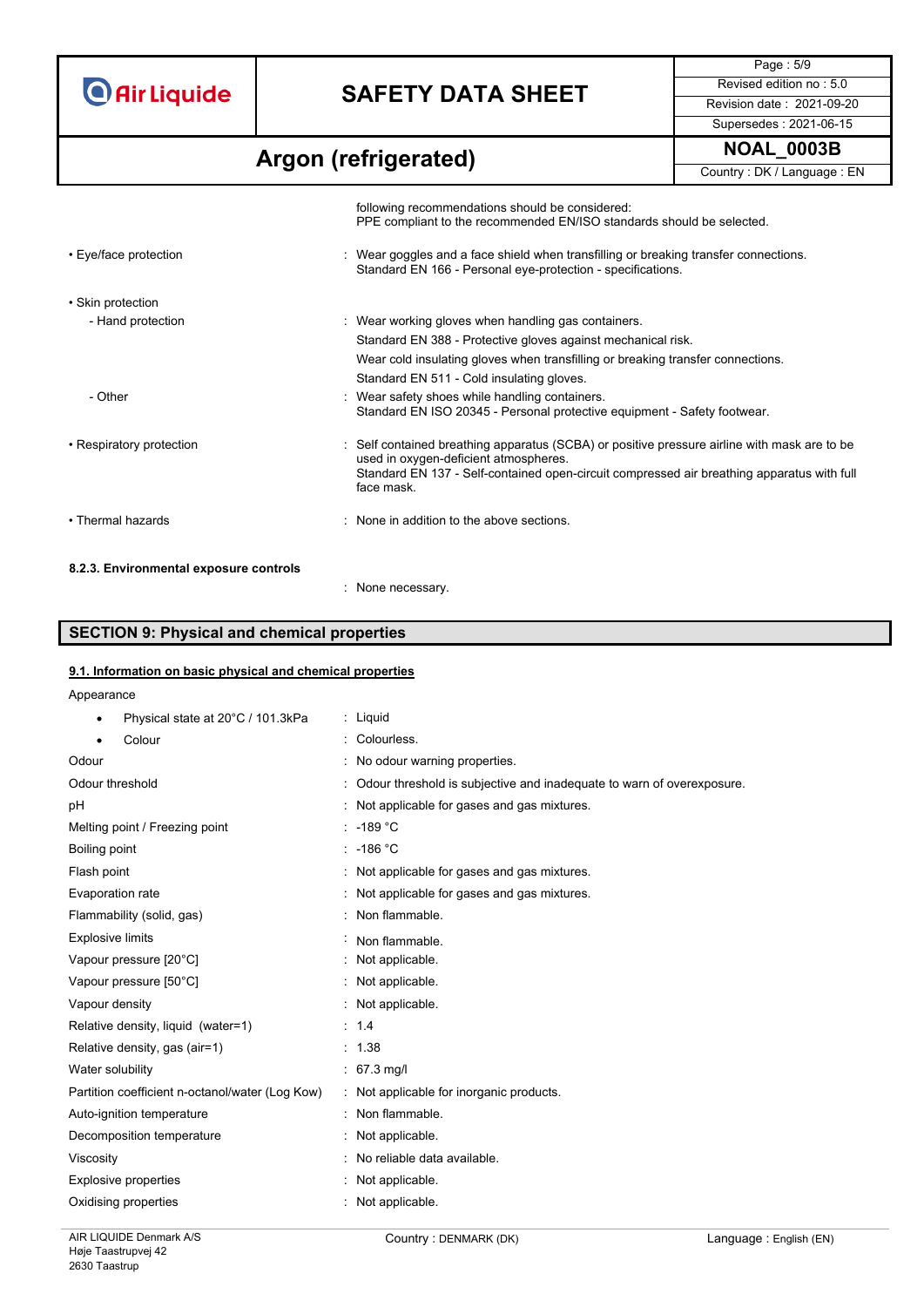following recommendations should be considered:
PPE compliant to the recommended EN/ISO standards should be selected.

- Eye/face protection : Wear goggles and a face shield when transfilling or breaking transfer connections.
  Standard EN 166 - Personal eye-protection - specifications.

- Skin protection
  - Hand protection : Wear working gloves when handling gas containers.
    Standard EN 388 - Protective gloves against mechanical risk.
    Wear cold insulating gloves when transfilling or breaking transfer connections.
    Standard EN 511 - Cold insulating gloves.
  - Other : Wear safety shoes while handling containers.
    Standard EN ISO 20345 - Personal protective equipment - Safety footwear.

- Respiratory protection : Self contained breathing apparatus (SCBA) or positive pressure airline with mask are to be used in oxygen-deficient atmospheres.
  Standard EN 137 - Self-contained open-circuit compressed air breathing apparatus with full face mask.

- Thermal hazards : None in addition to the above sections.

**8.2.3. Environmental exposure controls**

: None necessary.

## SECTION 9: Physical and chemical properties

### 9.1. Information on basic physical and chemical properties

Appearance

| | |
|---|---|
| • Physical state at 20°C / 101.3kPa | : Liquid |
| • Colour | : Colourless. |
| Odour | : No odour warning properties. |
| Odour threshold | : Odour threshold is subjective and inadequate to warn of overexposure. |
| pH | : Not applicable for gases and gas mixtures. |
| Melting point / Freezing point | : -189 °C |
| Boiling point | : -186 °C |
| Flash point | : Not applicable for gases and gas mixtures. |
| Evaporation rate | : Not applicable for gases and gas mixtures. |
| Flammability (solid, gas) | : Non flammable. |
| Explosive limits | : Non flammable. |
| Vapour pressure [20°C] | : Not applicable. |
| Vapour pressure [50°C] | : Not applicable. |
| Vapour density | : Not applicable. |
| Relative density, liquid (water=1) | : 1.4 |
| Relative density, gas (air=1) | : 1.38 |
| Water solubility | : 67.3 mg/l |
| Partition coefficient n-octanol/water (Log Kow) | : Not applicable for inorganic products. |
| Auto-ignition temperature | : Non flammable. |
| Decomposition temperature | : Not applicable. |
| Viscosity | : No reliable data available. |
| Explosive properties | : Not applicable. |
| Oxidising properties | : Not applicable. |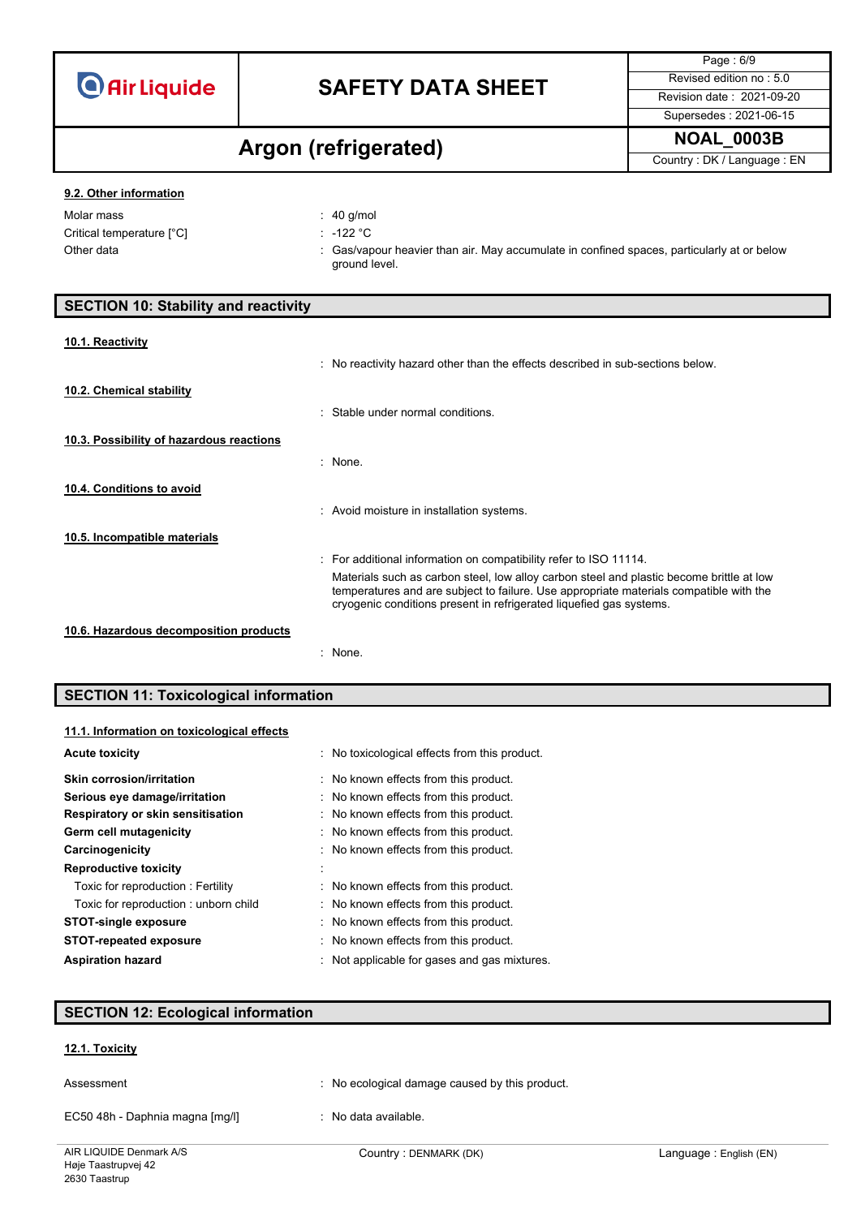#### 9.2. Other information

| | |
|---|---|
| Molar mass | : 40 g/mol |
| Critical temperature [°C] | : -122 °C |
| Other data | : Gas/vapour heavier than air. May accumulate in confined spaces, particularly at or below ground level. |

## SECTION 10: Stability and reactivity

#### 10.1. Reactivity

: No reactivity hazard other than the effects described in sub-sections below.

#### 10.2. Chemical stability

: Stable under normal conditions.

#### 10.3. Possibility of hazardous reactions

: None.

#### 10.4. Conditions to avoid

: Avoid moisture in installation systems.

#### 10.5. Incompatible materials

: For additional information on compatibility refer to ISO 11114.

Materials such as carbon steel, low alloy carbon steel and plastic become brittle at low temperatures and are subject to failure. Use appropriate materials compatible with the cryogenic conditions present in refrigerated liquefied gas systems.

#### 10.6. Hazardous decomposition products

: None.

## SECTION 11: Toxicological information

#### 11.1. Information on toxicological effects

| | |
|---|---|
| **Acute toxicity** | : No toxicological effects from this product. |
| **Skin corrosion/irritation** | : No known effects from this product. |
| **Serious eye damage/irritation** | : No known effects from this product. |
| **Respiratory or skin sensitisation** | : No known effects from this product. |
| **Germ cell mutagenicity** | : No known effects from this product. |
| **Carcinogenicity** | : No known effects from this product. |
| **Reproductive toxicity** | : |
| Toxic for reproduction : Fertility | : No known effects from this product. |
| Toxic for reproduction : unborn child | : No known effects from this product. |
| **STOT-single exposure** | : No known effects from this product. |
| **STOT-repeated exposure** | : No known effects from this product. |
| **Aspiration hazard** | : Not applicable for gases and gas mixtures. |

## SECTION 12: Ecological information

#### 12.1. Toxicity

| | |
|---|---|
| Assessment | : No ecological damage caused by this product. |
| EC50 48h - Daphnia magna [mg/l] | : No data available. |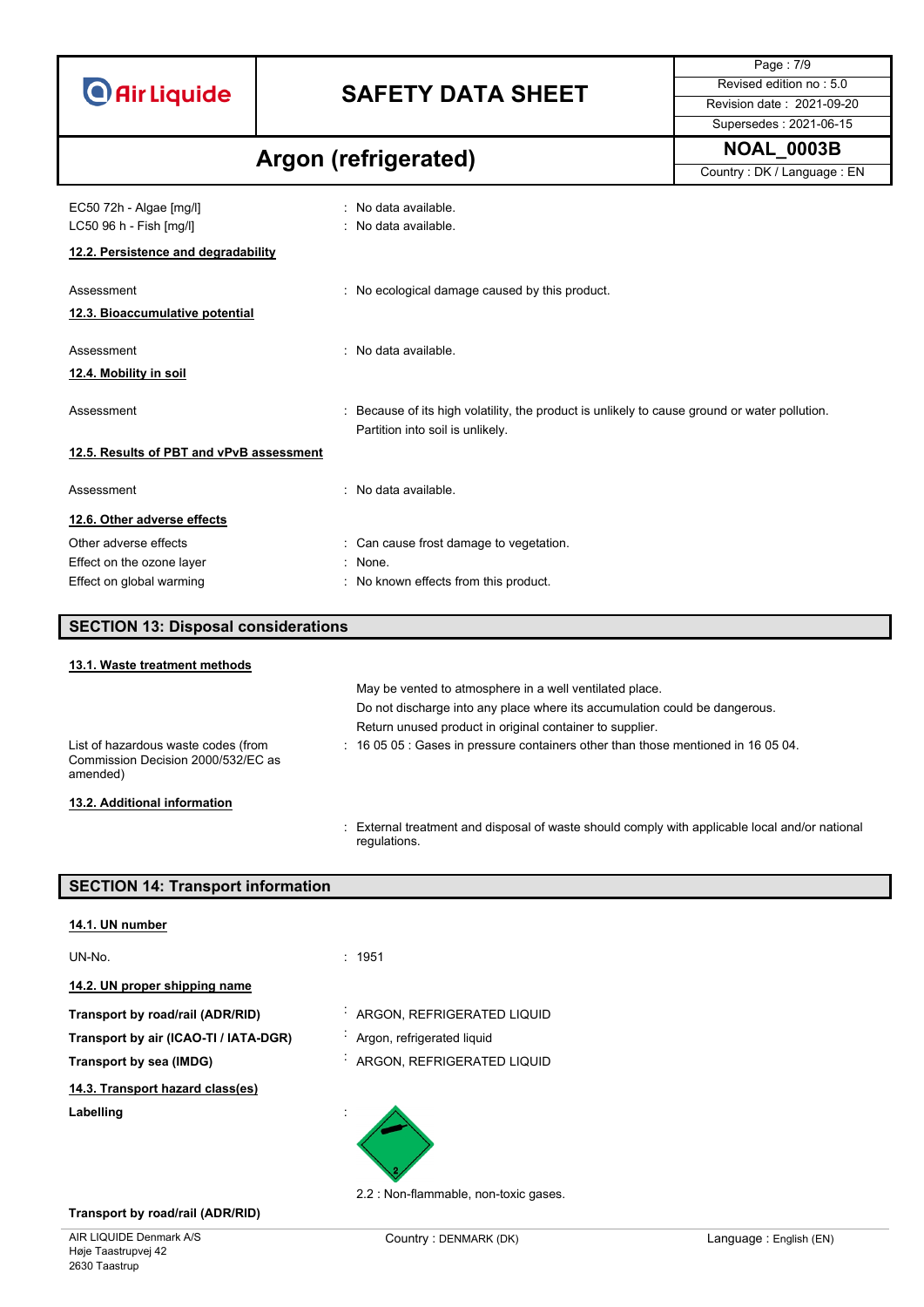| | |
|---|---|
| EC50 72h - Algae [mg/l] | : No data available. |
| LC50 96 h - Fish [mg/l] | : No data available. |

### 12.2. Persistence and degradability

| | |
|---|---|
| Assessment | : No ecological damage caused by this product. |

### 12.3. Bioaccumulative potential

| | |
|---|---|
| Assessment | : No data available. |

### 12.4. Mobility in soil

| | |
|---|---|
| Assessment | : Because of its high volatility, the product is unlikely to cause ground or water pollution. Partition into soil is unlikely. |

### 12.5. Results of PBT and vPvB assessment

| | |
|---|---|
| Assessment | : No data available. |

### 12.6. Other adverse effects

| | |
|---|---|
| Other adverse effects | : Can cause frost damage to vegetation. |
| Effect on the ozone layer | : None. |
| Effect on global warming | : No known effects from this product. |

## SECTION 13: Disposal considerations

### 13.1. Waste treatment methods

May be vented to atmosphere in a well ventilated place.
Do not discharge into any place where its accumulation could be dangerous.
Return unused product in original container to supplier.

| | |
|---|---|
| List of hazardous waste codes (from Commission Decision 2000/532/EC as amended) | : 16 05 05 : Gases in pressure containers other than those mentioned in 16 05 04. |

### 13.2. Additional information

: External treatment and disposal of waste should comply with applicable local and/or national regulations.

## SECTION 14: Transport information

### 14.1. UN number

| | |
|---|---|
| UN-No. | : 1951 |

### 14.2. UN proper shipping name

| | |
|---|---|
| **Transport by road/rail (ADR/RID)** | : ARGON, REFRIGERATED LIQUID |
| **Transport by air (ICAO-TI / IATA-DGR)** | : Argon, refrigerated liquid |
| **Transport by sea (IMDG)** | : ARGON, REFRIGERATED LIQUID |

### 14.3. Transport hazard class(es)

**Labelling** :

2.2 : Non-flammable, non-toxic gases.

**Transport by road/rail (ADR/RID)**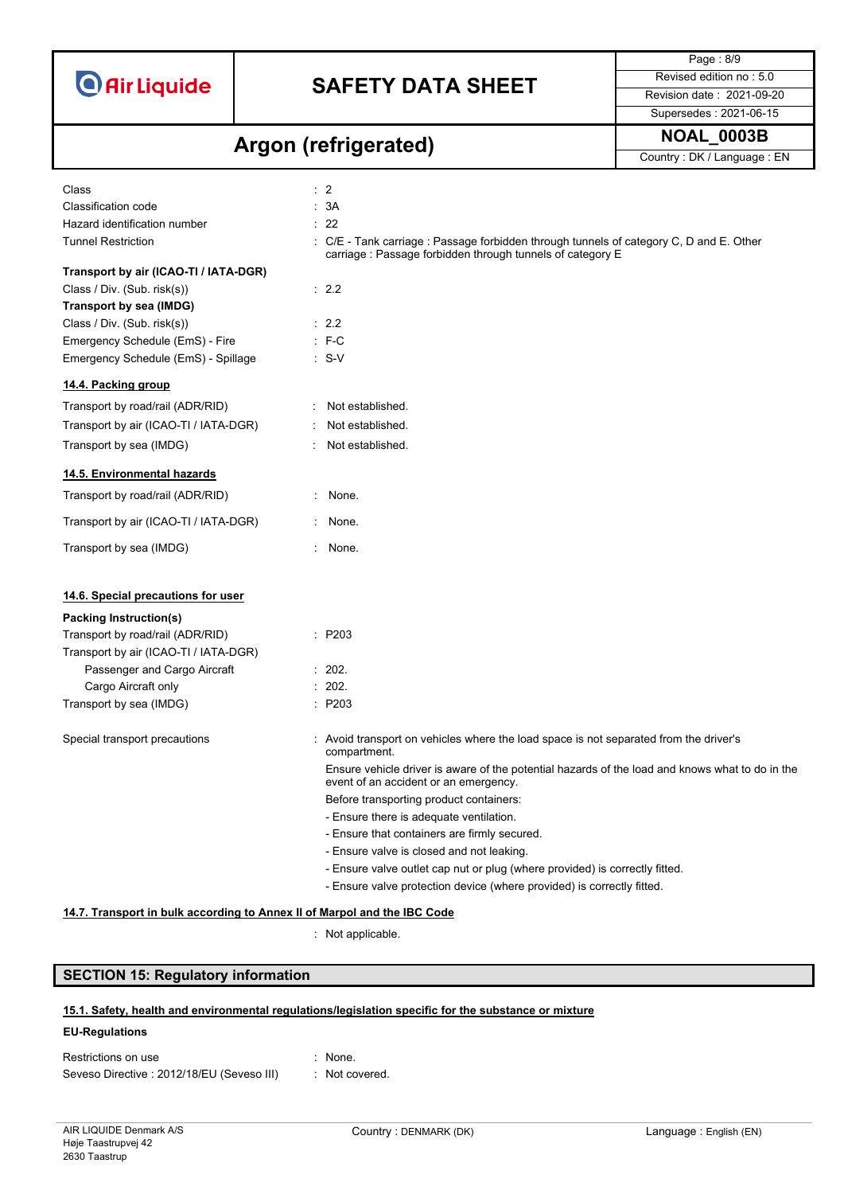| | |
|---|---|
| Class | : 2 |
| Classification code | : 3A |
| Hazard identification number | : 22 |
| Tunnel Restriction | : C/E - Tank carriage : Passage forbidden through tunnels of category C, D and E. Other carriage : Passage forbidden through tunnels of category E |

**Transport by air (ICAO-TI / IATA-DGR)**

| | |
|---|---|
| Class / Div. (Sub. risk(s)) | : 2.2 |

**Transport by sea (IMDG)**

| | |
|---|---|
| Class / Div. (Sub. risk(s)) | : 2.2 |
| Emergency Schedule (EmS) - Fire | : F-C |
| Emergency Schedule (EmS) - Spillage | : S-V |

### 14.4. Packing group

| | |
|---|---|
| Transport by road/rail (ADR/RID) | : Not established. |
| Transport by air (ICAO-TI / IATA-DGR) | : Not established. |
| Transport by sea (IMDG) | : Not established. |

### 14.5. Environmental hazards

| | |
|---|---|
| Transport by road/rail (ADR/RID) | : None. |
| Transport by air (ICAO-TI / IATA-DGR) | : None. |
| Transport by sea (IMDG) | : None. |

### 14.6. Special precautions for user

**Packing Instruction(s)**

| | |
|---|---|
| Transport by road/rail (ADR/RID) | : P203 |
| Transport by air (ICAO-TI / IATA-DGR) | |
| Passenger and Cargo Aircraft | : 202. |
| Cargo Aircraft only | : 202. |
| Transport by sea (IMDG) | : P203 |

Special transport precautions : Avoid transport on vehicles where the load space is not separated from the driver's compartment.

Ensure vehicle driver is aware of the potential hazards of the load and knows what to do in the event of an accident or an emergency.

Before transporting product containers:

- Ensure there is adequate ventilation.
- Ensure that containers are firmly secured.
- Ensure valve is closed and not leaking.
- Ensure valve outlet cap nut or plug (where provided) is correctly fitted.
- Ensure valve protection device (where provided) is correctly fitted.

### 14.7. Transport in bulk according to Annex II of Marpol and the IBC Code

: Not applicable.

## SECTION 15: Regulatory information

### 15.1. Safety, health and environmental regulations/legislation specific for the substance or mixture

**EU-Regulations**

| | |
|---|---|
| Restrictions on use | : None. |
| Seveso Directive : 2012/18/EU (Seveso III) | : Not covered. |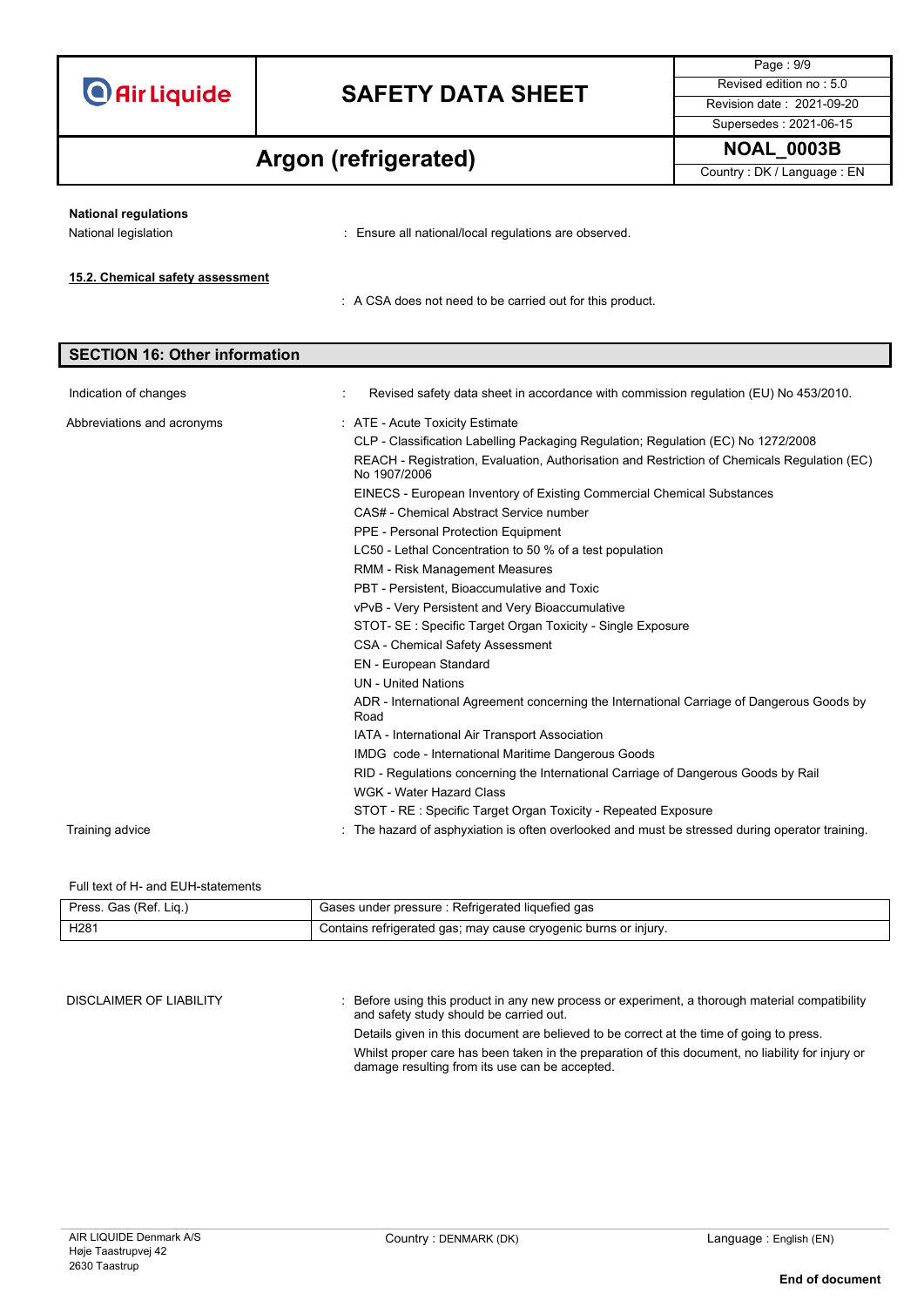**National regulations**

National legislation : Ensure all national/local regulations are observed.

**15.2. Chemical safety assessment**

: A CSA does not need to be carried out for this product.

## SECTION 16: Other information

Indication of changes : Revised safety data sheet in accordance with commission regulation (EU) No 453/2010.

Abbreviations and acronyms :
- ATE - Acute Toxicity Estimate
- CLP - Classification Labelling Packaging Regulation; Regulation (EC) No 1272/2008
- REACH - Registration, Evaluation, Authorisation and Restriction of Chemicals Regulation (EC) No 1907/2006
- EINECS - European Inventory of Existing Commercial Chemical Substances
- CAS# - Chemical Abstract Service number
- PPE - Personal Protection Equipment
- LC50 - Lethal Concentration to 50 % of a test population
- RMM - Risk Management Measures
- PBT - Persistent, Bioaccumulative and Toxic
- vPvB - Very Persistent and Very Bioaccumulative
- STOT- SE : Specific Target Organ Toxicity - Single Exposure
- CSA - Chemical Safety Assessment
- EN - European Standard
- UN - United Nations
- ADR - International Agreement concerning the International Carriage of Dangerous Goods by Road
- IATA - International Air Transport Association
- IMDG code - International Maritime Dangerous Goods
- RID - Regulations concerning the International Carriage of Dangerous Goods by Rail
- WGK - Water Hazard Class
- STOT - RE : Specific Target Organ Toxicity - Repeated Exposure

Training advice : The hazard of asphyxiation is often overlooked and must be stressed during operator training.

Full text of H- and EUH-statements

| | |
|---|---|
| Press. Gas (Ref. Liq.) | Gases under pressure : Refrigerated liquefied gas |
| H281 | Contains refrigerated gas; may cause cryogenic burns or injury. |

DISCLAIMER OF LIABILITY : Before using this product in any new process or experiment, a thorough material compatibility and safety study should be carried out.

Details given in this document are believed to be correct at the time of going to press.

Whilst proper care has been taken in the preparation of this document, no liability for injury or damage resulting from its use can be accepted.

AIR LIQUIDE Denmark A/S
Høje Taastrupvej 42
2630 Taastrup

Country : DENMARK (DK)

Language : English (EN)

**End of document**